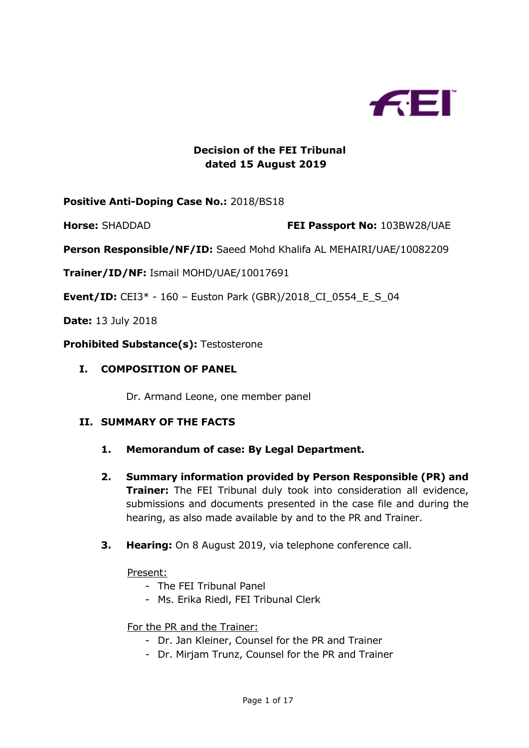**Decision of the FEI Tribunal**
**dated 15 August 2019**

**Positive Anti-Doping Case No.:** 2018/BS18

**Horse:** SHADDAD **FEI Passport No:** 103BW28/UAE

**Person Responsible/NF/ID:** Saeed Mohd Khalifa AL MEHAIRI/UAE/10082209

**Trainer/ID/NF:** Ismail MOHD/UAE/10017691

**Event/ID:** CEI3* - 160 – Euston Park (GBR)/2018_CI_0554_E_S_04

**Date:** 13 July 2018

**Prohibited Substance(s):** Testosterone

## I. COMPOSITION OF PANEL

Dr. Armand Leone, one member panel

## II. SUMMARY OF THE FACTS

1. **Memorandum of case: By Legal Department.**

2. **Summary information provided by Person Responsible (PR) and Trainer:** The FEI Tribunal duly took into consideration all evidence, submissions and documents presented in the case file and during the hearing, as also made available by and to the PR and Trainer.

3. **Hearing:** On 8 August 2019, via telephone conference call.

   Present:
   - The FEI Tribunal Panel
   - Ms. Erika Riedl, FEI Tribunal Clerk

   For the PR and the Trainer:
   - Dr. Jan Kleiner, Counsel for the PR and Trainer
   - Dr. Mirjam Trunz, Counsel for the PR and Trainer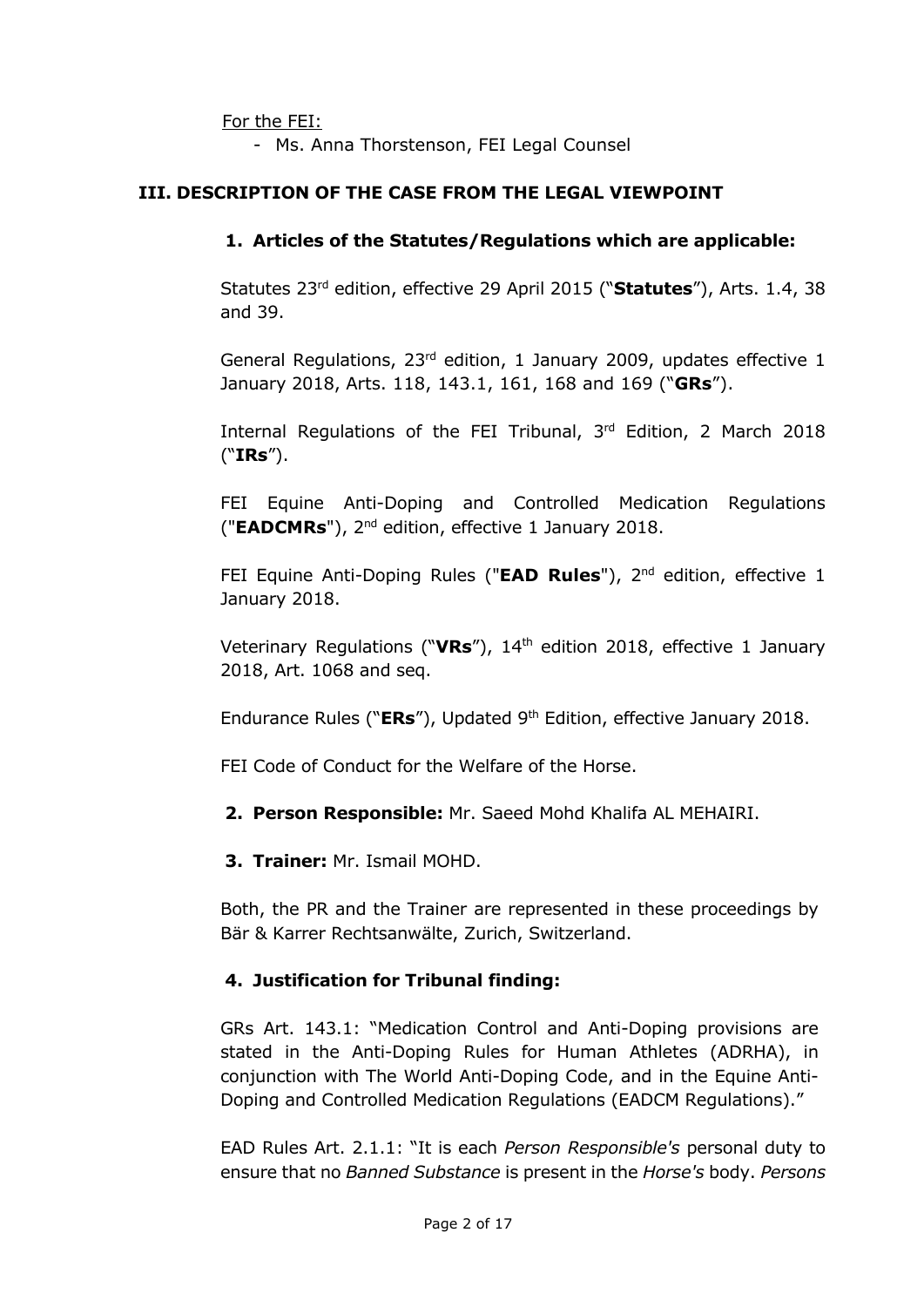For the FEI:

- Ms. Anna Thorstenson, FEI Legal Counsel

## III. DESCRIPTION OF THE CASE FROM THE LEGAL VIEWPOINT

### 1. Articles of the Statutes/Regulations which are applicable:

Statutes 23rd edition, effective 29 April 2015 ("**Statutes**"), Arts. 1.4, 38 and 39.

General Regulations, 23rd edition, 1 January 2009, updates effective 1 January 2018, Arts. 118, 143.1, 161, 168 and 169 ("**GRs**").

Internal Regulations of the FEI Tribunal, 3rd Edition, 2 March 2018 ("**IRs**").

FEI Equine Anti-Doping and Controlled Medication Regulations ("**EADCMRs**"), 2nd edition, effective 1 January 2018.

FEI Equine Anti-Doping Rules ("**EAD Rules**"), 2nd edition, effective 1 January 2018.

Veterinary Regulations ("**VRs**"), 14th edition 2018, effective 1 January 2018, Art. 1068 and seq.

Endurance Rules ("**ERs**"), Updated 9th Edition, effective January 2018.

FEI Code of Conduct for the Welfare of the Horse.

### 2. Person Responsible: Mr. Saeed Mohd Khalifa AL MEHAIRI.

### 3. Trainer: Mr. Ismail MOHD.

Both, the PR and the Trainer are represented in these proceedings by Bär & Karrer Rechtsanwälte, Zurich, Switzerland.

### 4. Justification for Tribunal finding:

GRs Art. 143.1: "Medication Control and Anti-Doping provisions are stated in the Anti-Doping Rules for Human Athletes (ADRHA), in conjunction with The World Anti-Doping Code, and in the Equine Anti-Doping and Controlled Medication Regulations (EADCM Regulations)."

EAD Rules Art. 2.1.1: "It is each *Person Responsible's* personal duty to ensure that no *Banned Substance* is present in the *Horse's* body. *Persons*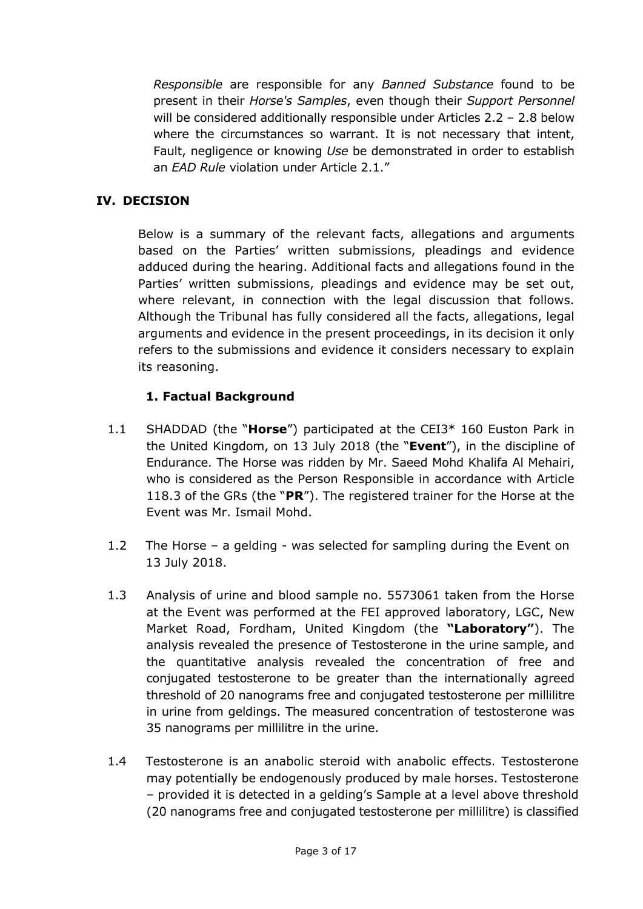*Responsible* are responsible for any *Banned Substance* found to be present in their *Horse's Samples*, even though their *Support Personnel* will be considered additionally responsible under Articles 2.2 – 2.8 below where the circumstances so warrant. It is not necessary that intent, Fault, negligence or knowing *Use* be demonstrated in order to establish an *EAD Rule* violation under Article 2.1."

## IV. DECISION

Below is a summary of the relevant facts, allegations and arguments based on the Parties' written submissions, pleadings and evidence adduced during the hearing. Additional facts and allegations found in the Parties' written submissions, pleadings and evidence may be set out, where relevant, in connection with the legal discussion that follows. Although the Tribunal has fully considered all the facts, allegations, legal arguments and evidence in the present proceedings, in its decision it only refers to the submissions and evidence it considers necessary to explain its reasoning.

### 1. Factual Background

1.1 SHADDAD (the "**Horse**") participated at the CEI3* 160 Euston Park in the United Kingdom, on 13 July 2018 (the "**Event**"), in the discipline of Endurance. The Horse was ridden by Mr. Saeed Mohd Khalifa Al Mehairi, who is considered as the Person Responsible in accordance with Article 118.3 of the GRs (the "**PR**"). The registered trainer for the Horse at the Event was Mr. Ismail Mohd.

1.2 The Horse – a gelding - was selected for sampling during the Event on 13 July 2018.

1.3 Analysis of urine and blood sample no. 5573061 taken from the Horse at the Event was performed at the FEI approved laboratory, LGC, New Market Road, Fordham, United Kingdom (the **"Laboratory"**). The analysis revealed the presence of Testosterone in the urine sample, and the quantitative analysis revealed the concentration of free and conjugated testosterone to be greater than the internationally agreed threshold of 20 nanograms free and conjugated testosterone per millilitre in urine from geldings. The measured concentration of testosterone was 35 nanograms per millilitre in the urine.

1.4 Testosterone is an anabolic steroid with anabolic effects. Testosterone may potentially be endogenously produced by male horses. Testosterone – provided it is detected in a gelding's Sample at a level above threshold (20 nanograms free and conjugated testosterone per millilitre) is classified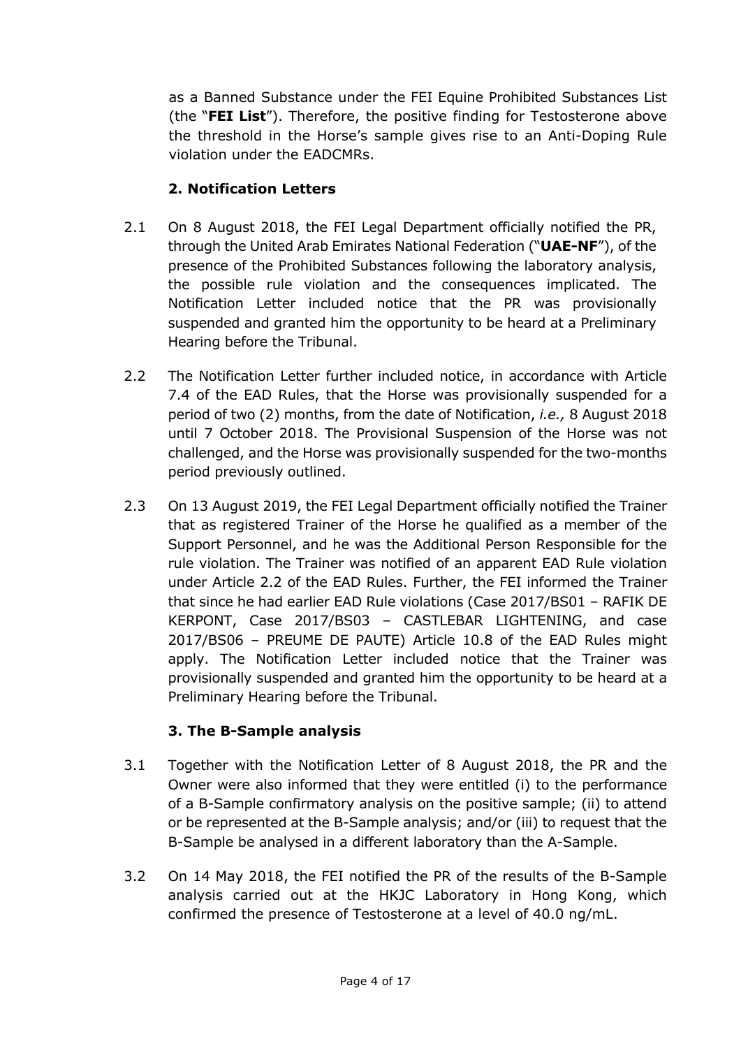as a Banned Substance under the FEI Equine Prohibited Substances List (the "**FEI List**"). Therefore, the positive finding for Testosterone above the threshold in the Horse's sample gives rise to an Anti-Doping Rule violation under the EADCMRs.

### 2. Notification Letters

2.1 On 8 August 2018, the FEI Legal Department officially notified the PR, through the United Arab Emirates National Federation ("**UAE-NF**"), of the presence of the Prohibited Substances following the laboratory analysis, the possible rule violation and the consequences implicated. The Notification Letter included notice that the PR was provisionally suspended and granted him the opportunity to be heard at a Preliminary Hearing before the Tribunal.

2.2 The Notification Letter further included notice, in accordance with Article 7.4 of the EAD Rules, that the Horse was provisionally suspended for a period of two (2) months, from the date of Notification, *i.e.,* 8 August 2018 until 7 October 2018. The Provisional Suspension of the Horse was not challenged, and the Horse was provisionally suspended for the two-months period previously outlined.

2.3 On 13 August 2019, the FEI Legal Department officially notified the Trainer that as registered Trainer of the Horse he qualified as a member of the Support Personnel, and he was the Additional Person Responsible for the rule violation. The Trainer was notified of an apparent EAD Rule violation under Article 2.2 of the EAD Rules. Further, the FEI informed the Trainer that since he had earlier EAD Rule violations (Case 2017/BS01 – RAFIK DE KERPONT, Case 2017/BS03 – CASTLEBAR LIGHTENING, and case 2017/BS06 – PREUME DE PAUTE) Article 10.8 of the EAD Rules might apply. The Notification Letter included notice that the Trainer was provisionally suspended and granted him the opportunity to be heard at a Preliminary Hearing before the Tribunal.

### 3. The B-Sample analysis

3.1 Together with the Notification Letter of 8 August 2018, the PR and the Owner were also informed that they were entitled (i) to the performance of a B-Sample confirmatory analysis on the positive sample; (ii) to attend or be represented at the B-Sample analysis; and/or (iii) to request that the B-Sample be analysed in a different laboratory than the A-Sample.

3.2 On 14 May 2018, the FEI notified the PR of the results of the B-Sample analysis carried out at the HKJC Laboratory in Hong Kong, which confirmed the presence of Testosterone at a level of 40.0 ng/mL.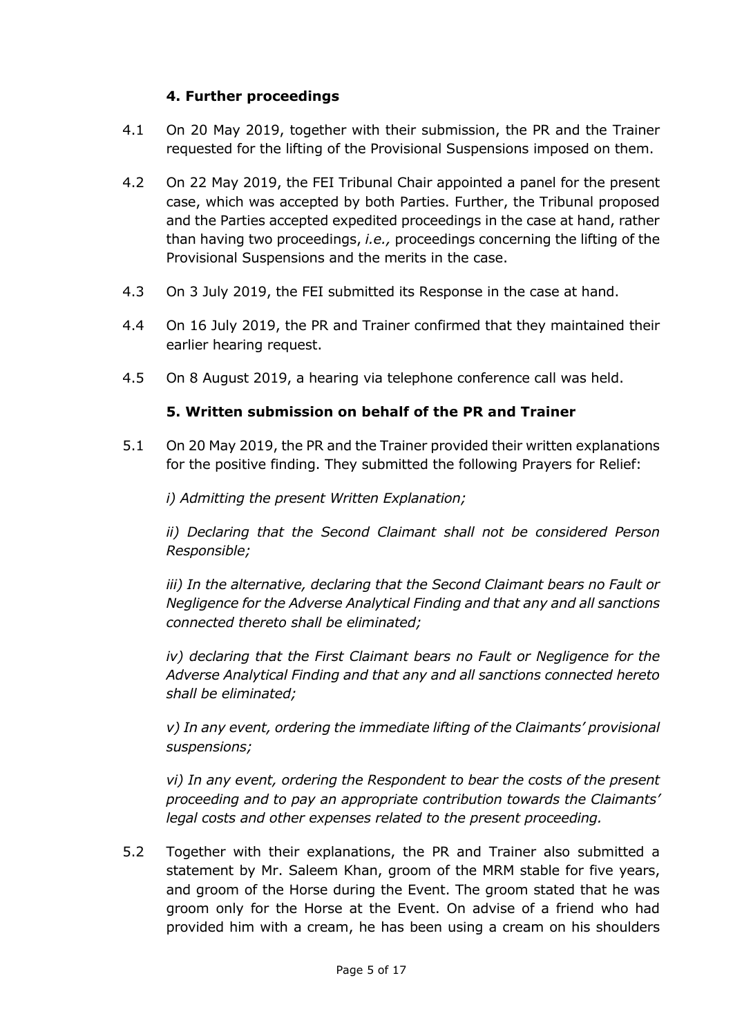### 4. Further proceedings

4.1 On 20 May 2019, together with their submission, the PR and the Trainer requested for the lifting of the Provisional Suspensions imposed on them.

4.2 On 22 May 2019, the FEI Tribunal Chair appointed a panel for the present case, which was accepted by both Parties. Further, the Tribunal proposed and the Parties accepted expedited proceedings in the case at hand, rather than having two proceedings, *i.e.,* proceedings concerning the lifting of the Provisional Suspensions and the merits in the case.

4.3 On 3 July 2019, the FEI submitted its Response in the case at hand.

4.4 On 16 July 2019, the PR and Trainer confirmed that they maintained their earlier hearing request.

4.5 On 8 August 2019, a hearing via telephone conference call was held.

### 5. Written submission on behalf of the PR and Trainer

5.1 On 20 May 2019, the PR and the Trainer provided their written explanations for the positive finding. They submitted the following Prayers for Relief:

*i) Admitting the present Written Explanation;*

*ii) Declaring that the Second Claimant shall not be considered Person Responsible;*

*iii) In the alternative, declaring that the Second Claimant bears no Fault or Negligence for the Adverse Analytical Finding and that any and all sanctions connected thereto shall be eliminated;*

*iv) declaring that the First Claimant bears no Fault or Negligence for the Adverse Analytical Finding and that any and all sanctions connected hereto shall be eliminated;*

*v) In any event, ordering the immediate lifting of the Claimants' provisional suspensions;*

*vi) In any event, ordering the Respondent to bear the costs of the present proceeding and to pay an appropriate contribution towards the Claimants' legal costs and other expenses related to the present proceeding.*

5.2 Together with their explanations, the PR and Trainer also submitted a statement by Mr. Saleem Khan, groom of the MRM stable for five years, and groom of the Horse during the Event. The groom stated that he was groom only for the Horse at the Event. On advise of a friend who had provided him with a cream, he has been using a cream on his shoulders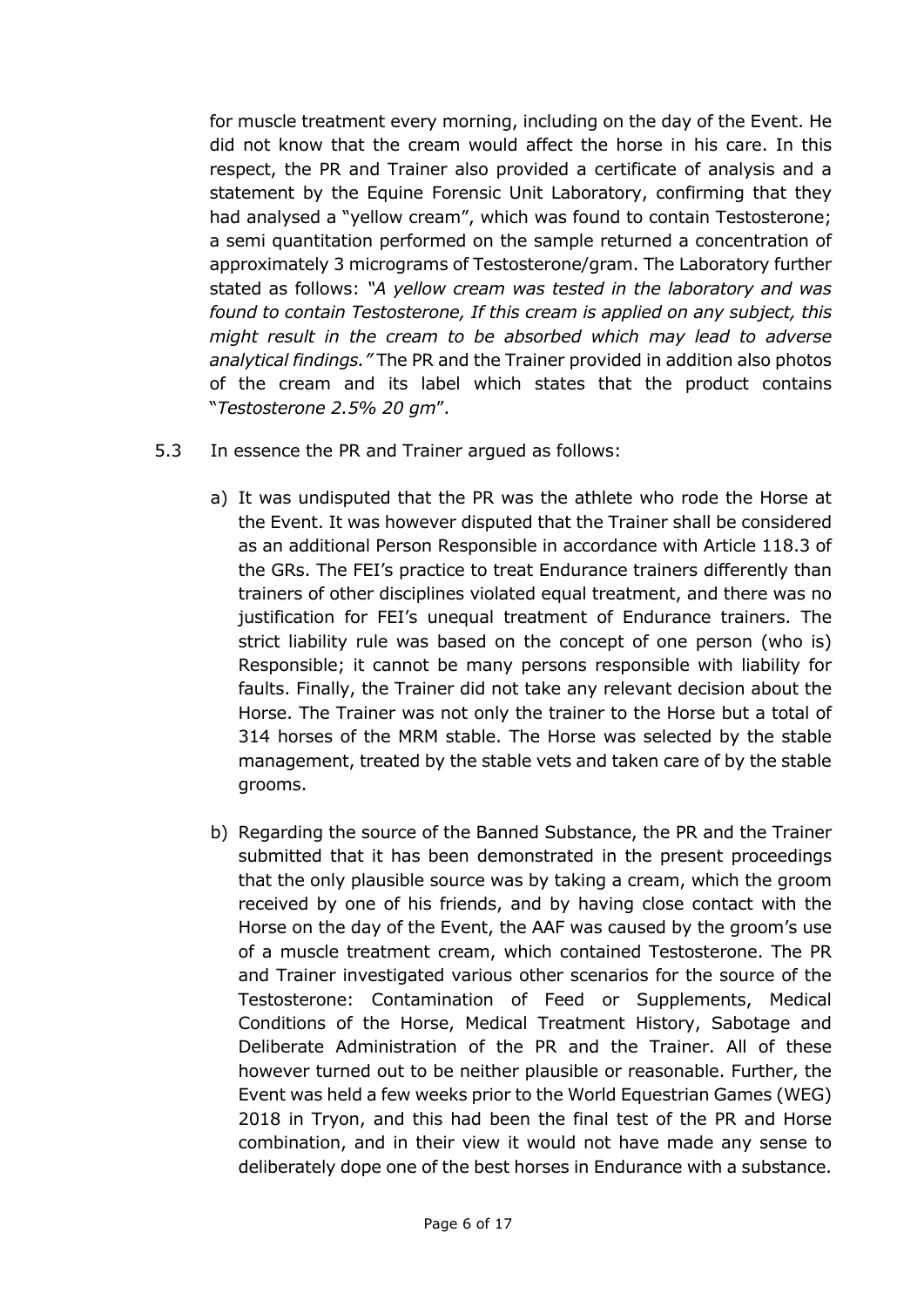for muscle treatment every morning, including on the day of the Event. He did not know that the cream would affect the horse in his care. In this respect, the PR and Trainer also provided a certificate of analysis and a statement by the Equine Forensic Unit Laboratory, confirming that they had analysed a "yellow cream", which was found to contain Testosterone; a semi quantitation performed on the sample returned a concentration of approximately 3 micrograms of Testosterone/gram. The Laboratory further stated as follows: *"A yellow cream was tested in the laboratory and was found to contain Testosterone, If this cream is applied on any subject, this might result in the cream to be absorbed which may lead to adverse analytical findings."* The PR and the Trainer provided in addition also photos of the cream and its label which states that the product contains "*Testosterone 2.5% 20 gm*".

5.3 In essence the PR and Trainer argued as follows:

a) It was undisputed that the PR was the athlete who rode the Horse at the Event. It was however disputed that the Trainer shall be considered as an additional Person Responsible in accordance with Article 118.3 of the GRs. The FEI's practice to treat Endurance trainers differently than trainers of other disciplines violated equal treatment, and there was no justification for FEI's unequal treatment of Endurance trainers. The strict liability rule was based on the concept of one person (who is) Responsible; it cannot be many persons responsible with liability for faults. Finally, the Trainer did not take any relevant decision about the Horse. The Trainer was not only the trainer to the Horse but a total of 314 horses of the MRM stable. The Horse was selected by the stable management, treated by the stable vets and taken care of by the stable grooms.

b) Regarding the source of the Banned Substance, the PR and the Trainer submitted that it has been demonstrated in the present proceedings that the only plausible source was by taking a cream, which the groom received by one of his friends, and by having close contact with the Horse on the day of the Event, the AAF was caused by the groom's use of a muscle treatment cream, which contained Testosterone. The PR and Trainer investigated various other scenarios for the source of the Testosterone: Contamination of Feed or Supplements, Medical Conditions of the Horse, Medical Treatment History, Sabotage and Deliberate Administration of the PR and the Trainer. All of these however turned out to be neither plausible or reasonable. Further, the Event was held a few weeks prior to the World Equestrian Games (WEG) 2018 in Tryon, and this had been the final test of the PR and Horse combination, and in their view it would not have made any sense to deliberately dope one of the best horses in Endurance with a substance.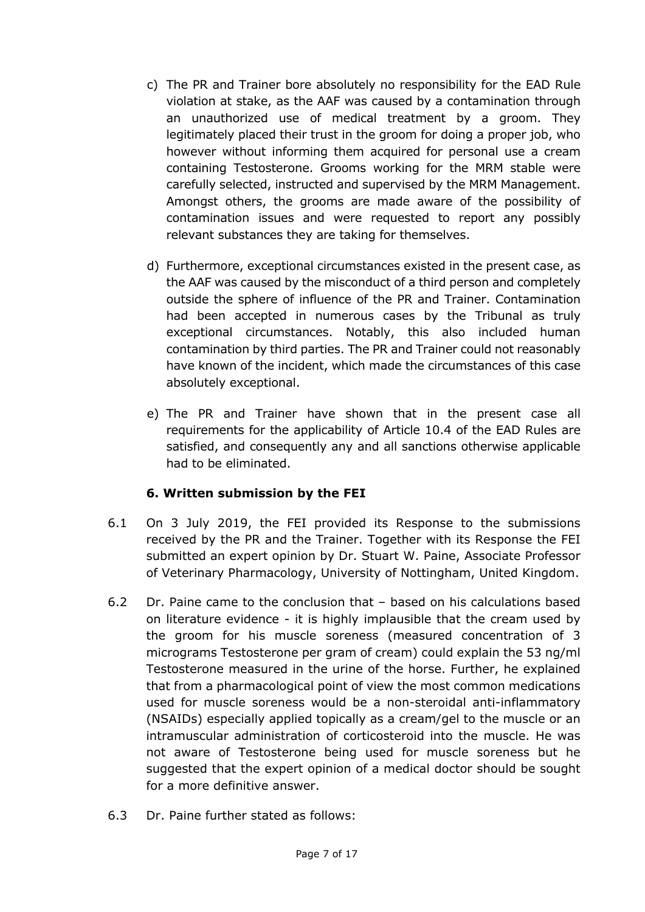c) The PR and Trainer bore absolutely no responsibility for the EAD Rule violation at stake, as the AAF was caused by a contamination through an unauthorized use of medical treatment by a groom. They legitimately placed their trust in the groom for doing a proper job, who however without informing them acquired for personal use a cream containing Testosterone. Grooms working for the MRM stable were carefully selected, instructed and supervised by the MRM Management. Amongst others, the grooms are made aware of the possibility of contamination issues and were requested to report any possibly relevant substances they are taking for themselves.

d) Furthermore, exceptional circumstances existed in the present case, as the AAF was caused by the misconduct of a third person and completely outside the sphere of influence of the PR and Trainer. Contamination had been accepted in numerous cases by the Tribunal as truly exceptional circumstances. Notably, this also included human contamination by third parties. The PR and Trainer could not reasonably have known of the incident, which made the circumstances of this case absolutely exceptional.

e) The PR and Trainer have shown that in the present case all requirements for the applicability of Article 10.4 of the EAD Rules are satisfied, and consequently any and all sanctions otherwise applicable had to be eliminated.

### 6. Written submission by the FEI

6.1 On 3 July 2019, the FEI provided its Response to the submissions received by the PR and the Trainer. Together with its Response the FEI submitted an expert opinion by Dr. Stuart W. Paine, Associate Professor of Veterinary Pharmacology, University of Nottingham, United Kingdom.

6.2 Dr. Paine came to the conclusion that – based on his calculations based on literature evidence - it is highly implausible that the cream used by the groom for his muscle soreness (measured concentration of 3 micrograms Testosterone per gram of cream) could explain the 53 ng/ml Testosterone measured in the urine of the horse. Further, he explained that from a pharmacological point of view the most common medications used for muscle soreness would be a non-steroidal anti-inflammatory (NSAIDs) especially applied topically as a cream/gel to the muscle or an intramuscular administration of corticosteroid into the muscle. He was not aware of Testosterone being used for muscle soreness but he suggested that the expert opinion of a medical doctor should be sought for a more definitive answer.

6.3 Dr. Paine further stated as follows: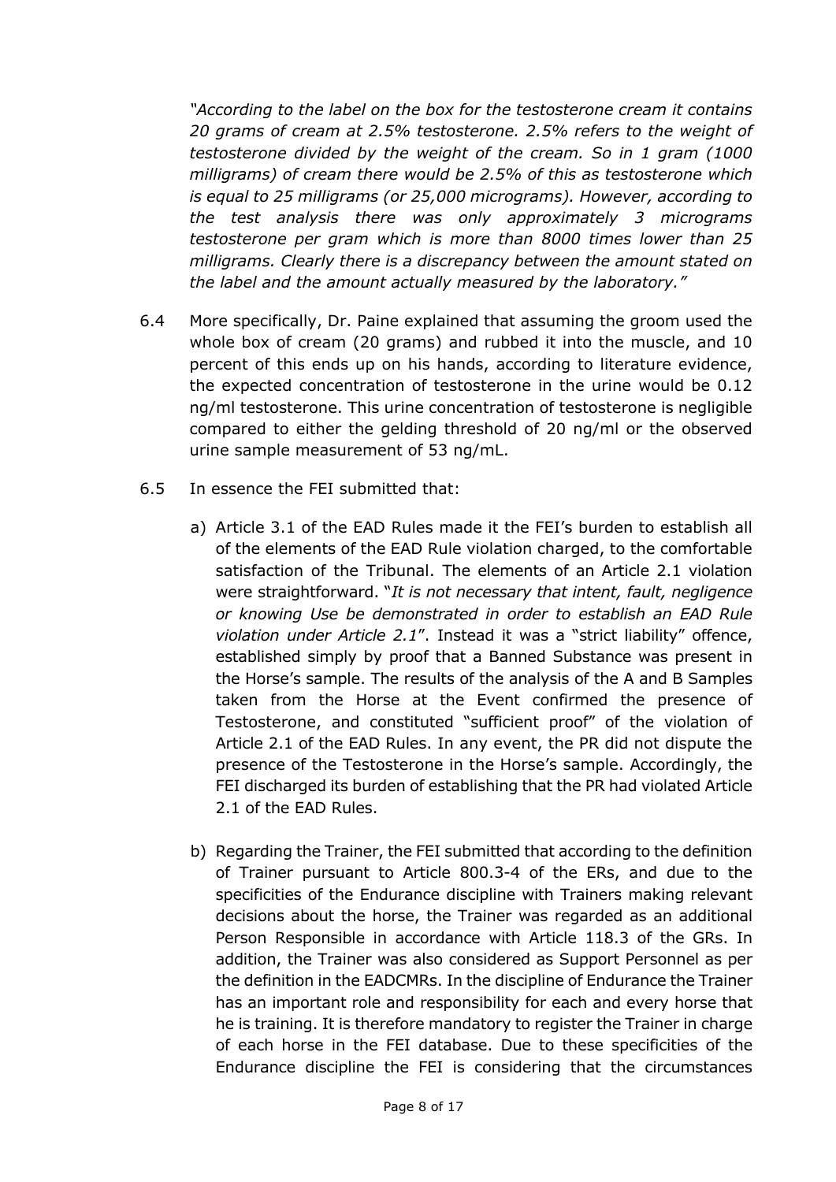*"According to the label on the box for the testosterone cream it contains 20 grams of cream at 2.5% testosterone. 2.5% refers to the weight of testosterone divided by the weight of the cream. So in 1 gram (1000 milligrams) of cream there would be 2.5% of this as testosterone which is equal to 25 milligrams (or 25,000 micrograms). However, according to the test analysis there was only approximately 3 micrograms testosterone per gram which is more than 8000 times lower than 25 milligrams. Clearly there is a discrepancy between the amount stated on the label and the amount actually measured by the laboratory."*

6.4 More specifically, Dr. Paine explained that assuming the groom used the whole box of cream (20 grams) and rubbed it into the muscle, and 10 percent of this ends up on his hands, according to literature evidence, the expected concentration of testosterone in the urine would be 0.12 ng/ml testosterone. This urine concentration of testosterone is negligible compared to either the gelding threshold of 20 ng/ml or the observed urine sample measurement of 53 ng/mL.

6.5 In essence the FEI submitted that:

a) Article 3.1 of the EAD Rules made it the FEI's burden to establish all of the elements of the EAD Rule violation charged, to the comfortable satisfaction of the Tribunal. The elements of an Article 2.1 violation were straightforward. "*It is not necessary that intent, fault, negligence or knowing Use be demonstrated in order to establish an EAD Rule violation under Article 2.1*". Instead it was a "strict liability" offence, established simply by proof that a Banned Substance was present in the Horse's sample. The results of the analysis of the A and B Samples taken from the Horse at the Event confirmed the presence of Testosterone, and constituted "sufficient proof" of the violation of Article 2.1 of the EAD Rules. In any event, the PR did not dispute the presence of the Testosterone in the Horse's sample. Accordingly, the FEI discharged its burden of establishing that the PR had violated Article 2.1 of the EAD Rules.

b) Regarding the Trainer, the FEI submitted that according to the definition of Trainer pursuant to Article 800.3-4 of the ERs, and due to the specificities of the Endurance discipline with Trainers making relevant decisions about the horse, the Trainer was regarded as an additional Person Responsible in accordance with Article 118.3 of the GRs. In addition, the Trainer was also considered as Support Personnel as per the definition in the EADCMRs. In the discipline of Endurance the Trainer has an important role and responsibility for each and every horse that he is training. It is therefore mandatory to register the Trainer in charge of each horse in the FEI database. Due to these specificities of the Endurance discipline the FEI is considering that the circumstances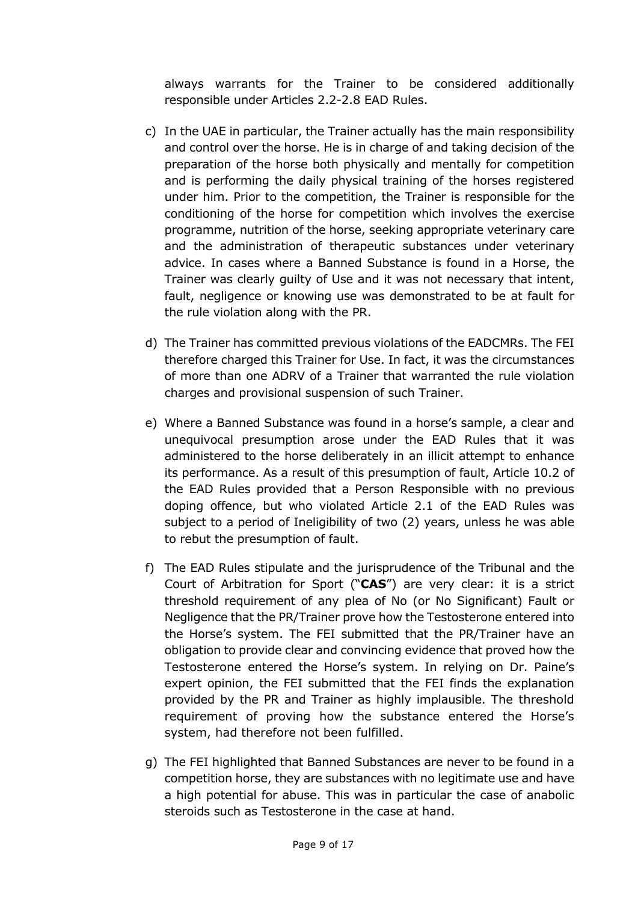always warrants for the Trainer to be considered additionally responsible under Articles 2.2-2.8 EAD Rules.

c) In the UAE in particular, the Trainer actually has the main responsibility and control over the horse. He is in charge of and taking decision of the preparation of the horse both physically and mentally for competition and is performing the daily physical training of the horses registered under him. Prior to the competition, the Trainer is responsible for the conditioning of the horse for competition which involves the exercise programme, nutrition of the horse, seeking appropriate veterinary care and the administration of therapeutic substances under veterinary advice. In cases where a Banned Substance is found in a Horse, the Trainer was clearly guilty of Use and it was not necessary that intent, fault, negligence or knowing use was demonstrated to be at fault for the rule violation along with the PR.

d) The Trainer has committed previous violations of the EADCMRs. The FEI therefore charged this Trainer for Use. In fact, it was the circumstances of more than one ADRV of a Trainer that warranted the rule violation charges and provisional suspension of such Trainer.

e) Where a Banned Substance was found in a horse's sample, a clear and unequivocal presumption arose under the EAD Rules that it was administered to the horse deliberately in an illicit attempt to enhance its performance. As a result of this presumption of fault, Article 10.2 of the EAD Rules provided that a Person Responsible with no previous doping offence, but who violated Article 2.1 of the EAD Rules was subject to a period of Ineligibility of two (2) years, unless he was able to rebut the presumption of fault.

f) The EAD Rules stipulate and the jurisprudence of the Tribunal and the Court of Arbitration for Sport ("**CAS**") are very clear: it is a strict threshold requirement of any plea of No (or No Significant) Fault or Negligence that the PR/Trainer prove how the Testosterone entered into the Horse's system. The FEI submitted that the PR/Trainer have an obligation to provide clear and convincing evidence that proved how the Testosterone entered the Horse's system. In relying on Dr. Paine's expert opinion, the FEI submitted that the FEI finds the explanation provided by the PR and Trainer as highly implausible. The threshold requirement of proving how the substance entered the Horse's system, had therefore not been fulfilled.

g) The FEI highlighted that Banned Substances are never to be found in a competition horse, they are substances with no legitimate use and have a high potential for abuse. This was in particular the case of anabolic steroids such as Testosterone in the case at hand.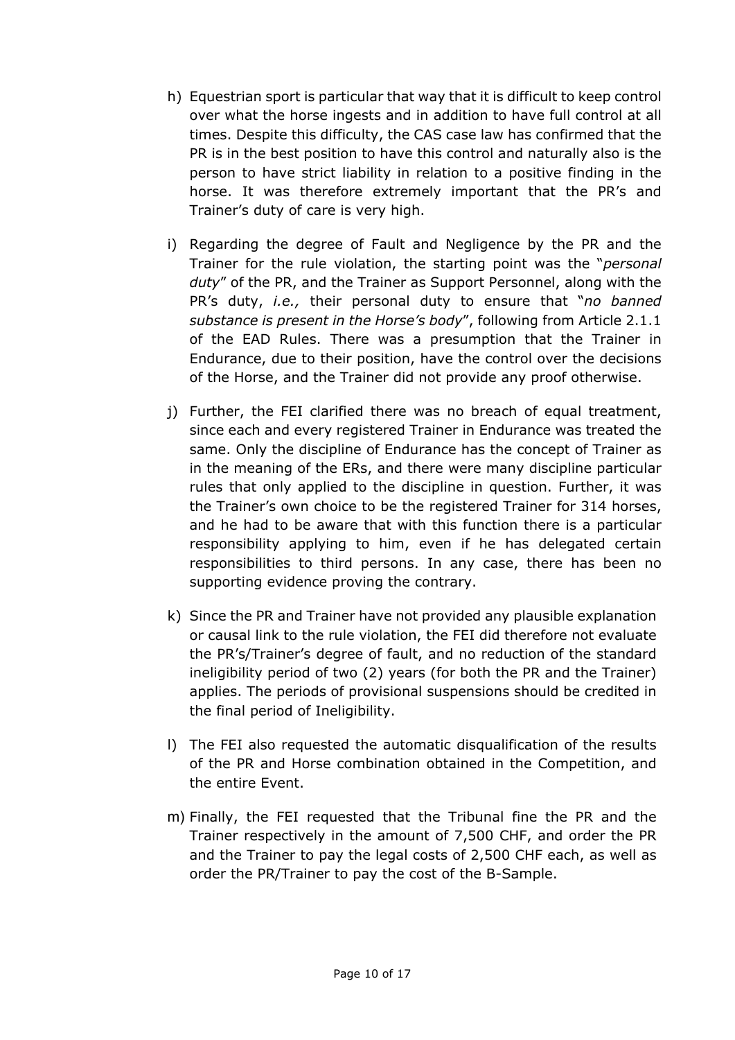h) Equestrian sport is particular that way that it is difficult to keep control over what the horse ingests and in addition to have full control at all times. Despite this difficulty, the CAS case law has confirmed that the PR is in the best position to have this control and naturally also is the person to have strict liability in relation to a positive finding in the horse. It was therefore extremely important that the PR's and Trainer's duty of care is very high.

i) Regarding the degree of Fault and Negligence by the PR and the Trainer for the rule violation, the starting point was the "*personal duty*" of the PR, and the Trainer as Support Personnel, along with the PR's duty, *i.e.,* their personal duty to ensure that "*no banned substance is present in the Horse's body*", following from Article 2.1.1 of the EAD Rules. There was a presumption that the Trainer in Endurance, due to their position, have the control over the decisions of the Horse, and the Trainer did not provide any proof otherwise.

j) Further, the FEI clarified there was no breach of equal treatment, since each and every registered Trainer in Endurance was treated the same. Only the discipline of Endurance has the concept of Trainer as in the meaning of the ERs, and there were many discipline particular rules that only applied to the discipline in question. Further, it was the Trainer's own choice to be the registered Trainer for 314 horses, and he had to be aware that with this function there is a particular responsibility applying to him, even if he has delegated certain responsibilities to third persons. In any case, there has been no supporting evidence proving the contrary.

k) Since the PR and Trainer have not provided any plausible explanation or causal link to the rule violation, the FEI did therefore not evaluate the PR's/Trainer's degree of fault, and no reduction of the standard ineligibility period of two (2) years (for both the PR and the Trainer) applies. The periods of provisional suspensions should be credited in the final period of Ineligibility.

l) The FEI also requested the automatic disqualification of the results of the PR and Horse combination obtained in the Competition, and the entire Event.

m) Finally, the FEI requested that the Tribunal fine the PR and the Trainer respectively in the amount of 7,500 CHF, and order the PR and the Trainer to pay the legal costs of 2,500 CHF each, as well as order the PR/Trainer to pay the cost of the B-Sample.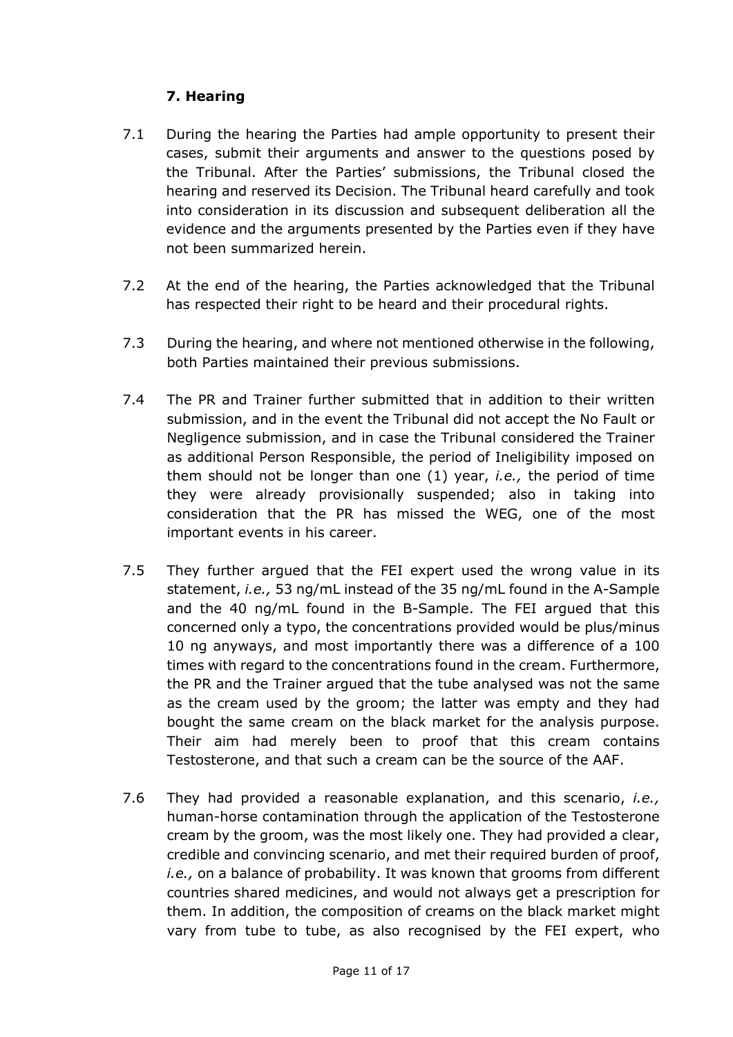### 7. Hearing

7.1 During the hearing the Parties had ample opportunity to present their cases, submit their arguments and answer to the questions posed by the Tribunal. After the Parties' submissions, the Tribunal closed the hearing and reserved its Decision. The Tribunal heard carefully and took into consideration in its discussion and subsequent deliberation all the evidence and the arguments presented by the Parties even if they have not been summarized herein.

7.2 At the end of the hearing, the Parties acknowledged that the Tribunal has respected their right to be heard and their procedural rights.

7.3 During the hearing, and where not mentioned otherwise in the following, both Parties maintained their previous submissions.

7.4 The PR and Trainer further submitted that in addition to their written submission, and in the event the Tribunal did not accept the No Fault or Negligence submission, and in case the Tribunal considered the Trainer as additional Person Responsible, the period of Ineligibility imposed on them should not be longer than one (1) year, *i.e.,* the period of time they were already provisionally suspended; also in taking into consideration that the PR has missed the WEG, one of the most important events in his career.

7.5 They further argued that the FEI expert used the wrong value in its statement, *i.e.,* 53 ng/mL instead of the 35 ng/mL found in the A-Sample and the 40 ng/mL found in the B-Sample. The FEI argued that this concerned only a typo, the concentrations provided would be plus/minus 10 ng anyways, and most importantly there was a difference of a 100 times with regard to the concentrations found in the cream. Furthermore, the PR and the Trainer argued that the tube analysed was not the same as the cream used by the groom; the latter was empty and they had bought the same cream on the black market for the analysis purpose. Their aim had merely been to proof that this cream contains Testosterone, and that such a cream can be the source of the AAF.

7.6 They had provided a reasonable explanation, and this scenario, *i.e.,* human-horse contamination through the application of the Testosterone cream by the groom, was the most likely one. They had provided a clear, credible and convincing scenario, and met their required burden of proof, *i.e.,* on a balance of probability. It was known that grooms from different countries shared medicines, and would not always get a prescription for them. In addition, the composition of creams on the black market might vary from tube to tube, as also recognised by the FEI expert, who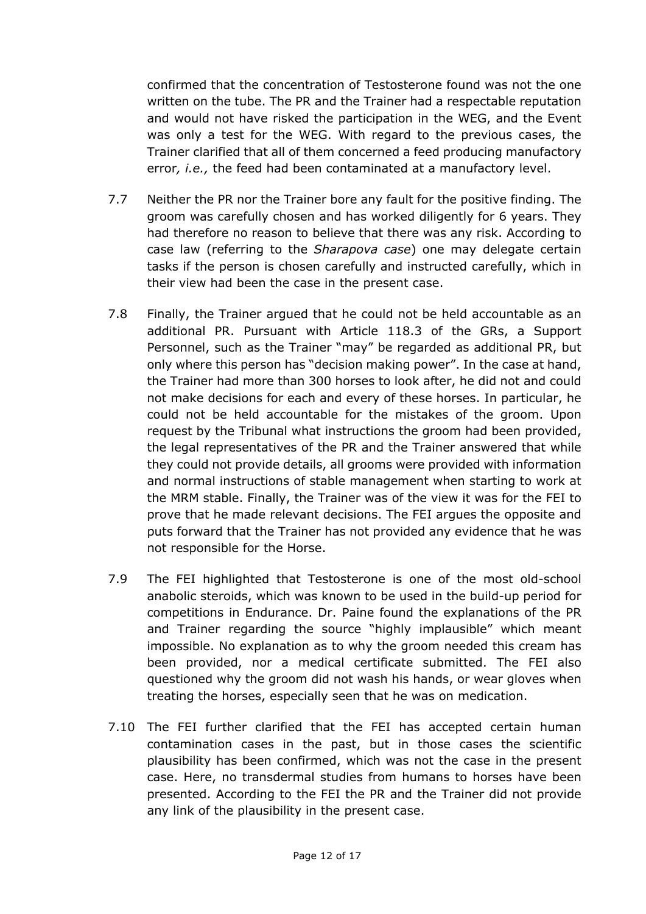confirmed that the concentration of Testosterone found was not the one written on the tube. The PR and the Trainer had a respectable reputation and would not have risked the participation in the WEG, and the Event was only a test for the WEG. With regard to the previous cases, the Trainer clarified that all of them concerned a feed producing manufactory error*, i.e.,* the feed had been contaminated at a manufactory level.

7.7 Neither the PR nor the Trainer bore any fault for the positive finding. The groom was carefully chosen and has worked diligently for 6 years. They had therefore no reason to believe that there was any risk. According to case law (referring to the *Sharapova case*) one may delegate certain tasks if the person is chosen carefully and instructed carefully, which in their view had been the case in the present case.

7.8 Finally, the Trainer argued that he could not be held accountable as an additional PR. Pursuant with Article 118.3 of the GRs, a Support Personnel, such as the Trainer "may" be regarded as additional PR, but only where this person has "decision making power". In the case at hand, the Trainer had more than 300 horses to look after, he did not and could not make decisions for each and every of these horses. In particular, he could not be held accountable for the mistakes of the groom. Upon request by the Tribunal what instructions the groom had been provided, the legal representatives of the PR and the Trainer answered that while they could not provide details, all grooms were provided with information and normal instructions of stable management when starting to work at the MRM stable. Finally, the Trainer was of the view it was for the FEI to prove that he made relevant decisions. The FEI argues the opposite and puts forward that the Trainer has not provided any evidence that he was not responsible for the Horse.

7.9 The FEI highlighted that Testosterone is one of the most old-school anabolic steroids, which was known to be used in the build-up period for competitions in Endurance. Dr. Paine found the explanations of the PR and Trainer regarding the source "highly implausible" which meant impossible. No explanation as to why the groom needed this cream has been provided, nor a medical certificate submitted. The FEI also questioned why the groom did not wash his hands, or wear gloves when treating the horses, especially seen that he was on medication.

7.10 The FEI further clarified that the FEI has accepted certain human contamination cases in the past, but in those cases the scientific plausibility has been confirmed, which was not the case in the present case. Here, no transdermal studies from humans to horses have been presented. According to the FEI the PR and the Trainer did not provide any link of the plausibility in the present case.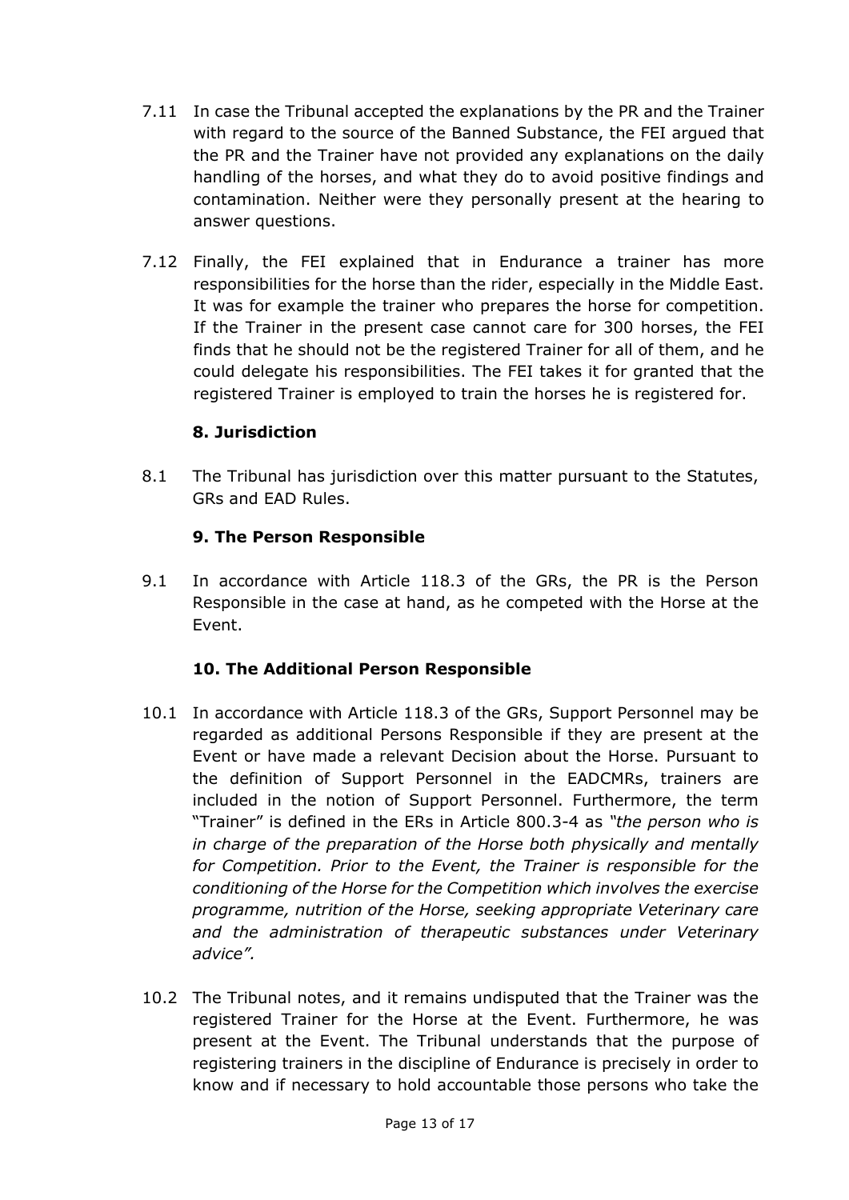7.11 In case the Tribunal accepted the explanations by the PR and the Trainer with regard to the source of the Banned Substance, the FEI argued that the PR and the Trainer have not provided any explanations on the daily handling of the horses, and what they do to avoid positive findings and contamination. Neither were they personally present at the hearing to answer questions.

7.12 Finally, the FEI explained that in Endurance a trainer has more responsibilities for the horse than the rider, especially in the Middle East. It was for example the trainer who prepares the horse for competition. If the Trainer in the present case cannot care for 300 horses, the FEI finds that he should not be the registered Trainer for all of them, and he could delegate his responsibilities. The FEI takes it for granted that the registered Trainer is employed to train the horses he is registered for.

## 8. Jurisdiction

8.1 The Tribunal has jurisdiction over this matter pursuant to the Statutes, GRs and EAD Rules.

## 9. The Person Responsible

9.1 In accordance with Article 118.3 of the GRs, the PR is the Person Responsible in the case at hand, as he competed with the Horse at the Event.

## 10. The Additional Person Responsible

10.1 In accordance with Article 118.3 of the GRs, Support Personnel may be regarded as additional Persons Responsible if they are present at the Event or have made a relevant Decision about the Horse. Pursuant to the definition of Support Personnel in the EADCMRs, trainers are included in the notion of Support Personnel. Furthermore, the term "Trainer" is defined in the ERs in Article 800.3-4 as *"the person who is in charge of the preparation of the Horse both physically and mentally for Competition. Prior to the Event, the Trainer is responsible for the conditioning of the Horse for the Competition which involves the exercise programme, nutrition of the Horse, seeking appropriate Veterinary care and the administration of therapeutic substances under Veterinary advice".*

10.2 The Tribunal notes, and it remains undisputed that the Trainer was the registered Trainer for the Horse at the Event. Furthermore, he was present at the Event. The Tribunal understands that the purpose of registering trainers in the discipline of Endurance is precisely in order to know and if necessary to hold accountable those persons who take the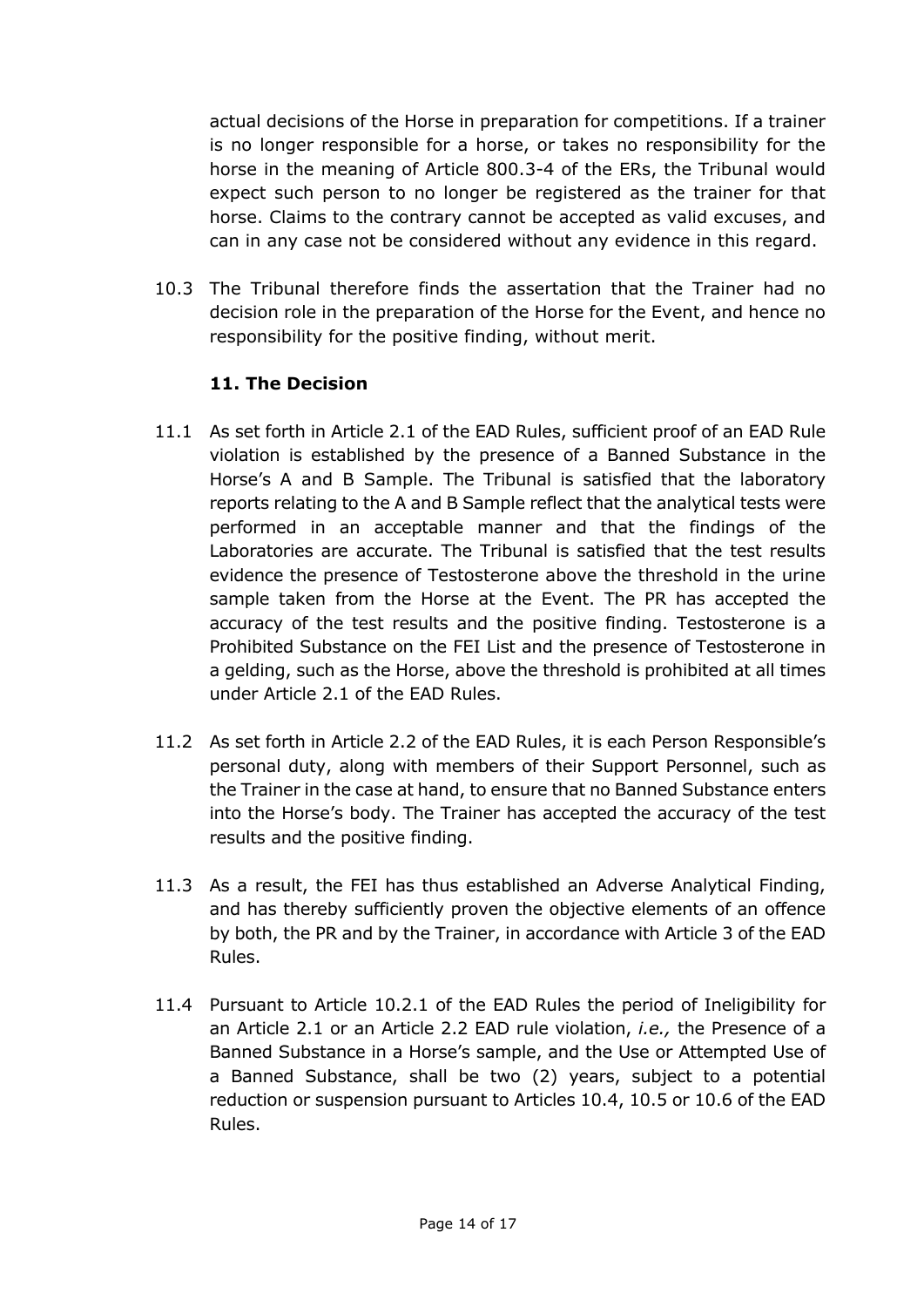actual decisions of the Horse in preparation for competitions. If a trainer is no longer responsible for a horse, or takes no responsibility for the horse in the meaning of Article 800.3-4 of the ERs, the Tribunal would expect such person to no longer be registered as the trainer for that horse. Claims to the contrary cannot be accepted as valid excuses, and can in any case not be considered without any evidence in this regard.

10.3 The Tribunal therefore finds the assertion that the Trainer had no decision role in the preparation of the Horse for the Event, and hence no responsibility for the positive finding, without merit.

### 11. The Decision

11.1 As set forth in Article 2.1 of the EAD Rules, sufficient proof of an EAD Rule violation is established by the presence of a Banned Substance in the Horse's A and B Sample. The Tribunal is satisfied that the laboratory reports relating to the A and B Sample reflect that the analytical tests were performed in an acceptable manner and that the findings of the Laboratories are accurate. The Tribunal is satisfied that the test results evidence the presence of Testosterone above the threshold in the urine sample taken from the Horse at the Event. The PR has accepted the accuracy of the test results and the positive finding. Testosterone is a Prohibited Substance on the FEI List and the presence of Testosterone in a gelding, such as the Horse, above the threshold is prohibited at all times under Article 2.1 of the EAD Rules.

11.2 As set forth in Article 2.2 of the EAD Rules, it is each Person Responsible's personal duty, along with members of their Support Personnel, such as the Trainer in the case at hand, to ensure that no Banned Substance enters into the Horse's body. The Trainer has accepted the accuracy of the test results and the positive finding.

11.3 As a result, the FEI has thus established an Adverse Analytical Finding, and has thereby sufficiently proven the objective elements of an offence by both, the PR and by the Trainer, in accordance with Article 3 of the EAD Rules.

11.4 Pursuant to Article 10.2.1 of the EAD Rules the period of Ineligibility for an Article 2.1 or an Article 2.2 EAD rule violation, *i.e.,* the Presence of a Banned Substance in a Horse's sample, and the Use or Attempted Use of a Banned Substance, shall be two (2) years, subject to a potential reduction or suspension pursuant to Articles 10.4, 10.5 or 10.6 of the EAD Rules.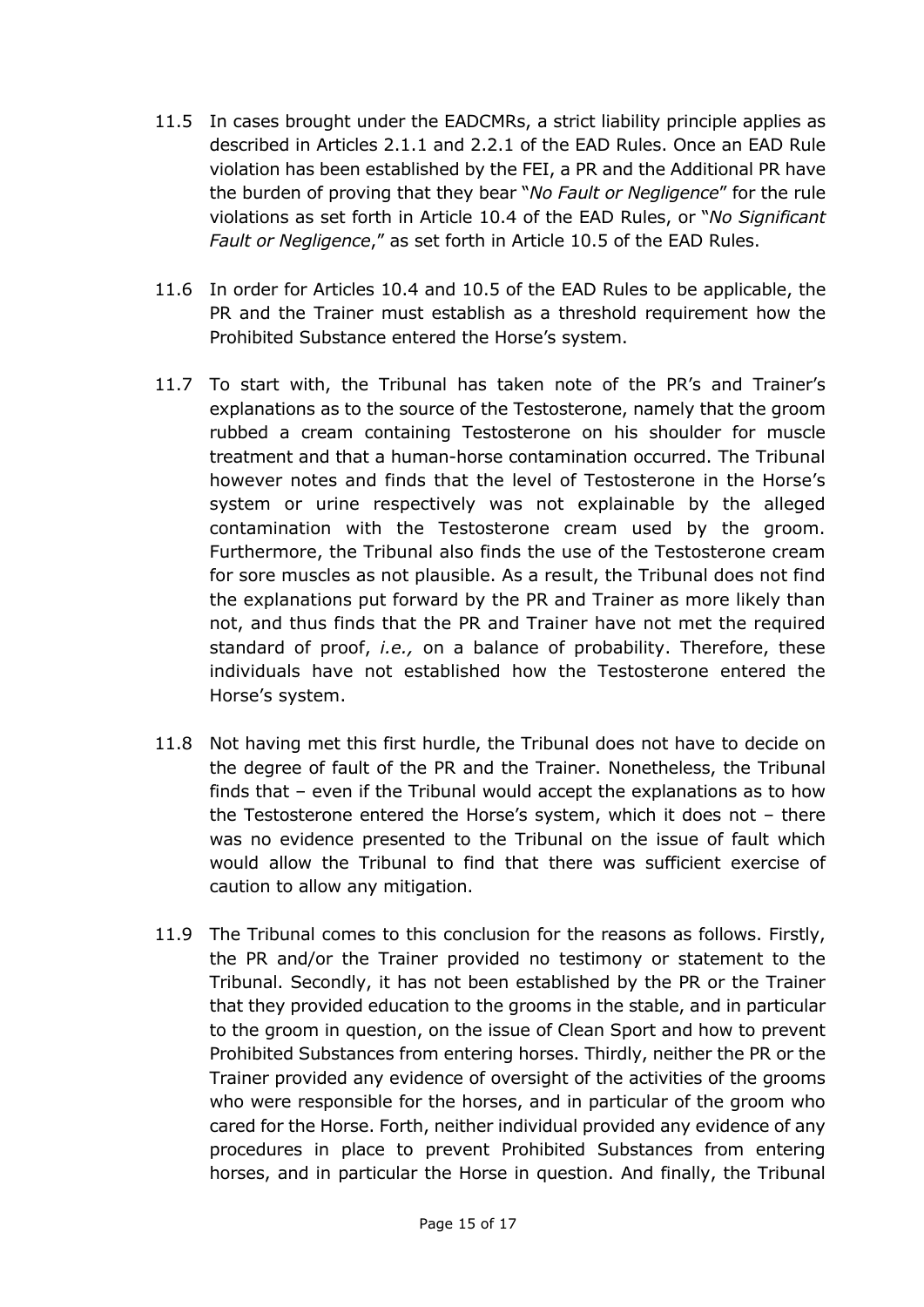11.5 In cases brought under the EADCMRs, a strict liability principle applies as described in Articles 2.1.1 and 2.2.1 of the EAD Rules. Once an EAD Rule violation has been established by the FEI, a PR and the Additional PR have the burden of proving that they bear "*No Fault or Negligence*" for the rule violations as set forth in Article 10.4 of the EAD Rules, or "*No Significant Fault or Negligence*," as set forth in Article 10.5 of the EAD Rules.

11.6 In order for Articles 10.4 and 10.5 of the EAD Rules to be applicable, the PR and the Trainer must establish as a threshold requirement how the Prohibited Substance entered the Horse's system.

11.7 To start with, the Tribunal has taken note of the PR's and Trainer's explanations as to the source of the Testosterone, namely that the groom rubbed a cream containing Testosterone on his shoulder for muscle treatment and that a human-horse contamination occurred. The Tribunal however notes and finds that the level of Testosterone in the Horse's system or urine respectively was not explainable by the alleged contamination with the Testosterone cream used by the groom. Furthermore, the Tribunal also finds the use of the Testosterone cream for sore muscles as not plausible. As a result, the Tribunal does not find the explanations put forward by the PR and Trainer as more likely than not, and thus finds that the PR and Trainer have not met the required standard of proof, *i.e.,* on a balance of probability. Therefore, these individuals have not established how the Testosterone entered the Horse's system.

11.8 Not having met this first hurdle, the Tribunal does not have to decide on the degree of fault of the PR and the Trainer. Nonetheless, the Tribunal finds that – even if the Tribunal would accept the explanations as to how the Testosterone entered the Horse's system, which it does not – there was no evidence presented to the Tribunal on the issue of fault which would allow the Tribunal to find that there was sufficient exercise of caution to allow any mitigation.

11.9 The Tribunal comes to this conclusion for the reasons as follows. Firstly, the PR and/or the Trainer provided no testimony or statement to the Tribunal. Secondly, it has not been established by the PR or the Trainer that they provided education to the grooms in the stable, and in particular to the groom in question, on the issue of Clean Sport and how to prevent Prohibited Substances from entering horses. Thirdly, neither the PR or the Trainer provided any evidence of oversight of the activities of the grooms who were responsible for the horses, and in particular of the groom who cared for the Horse. Forth, neither individual provided any evidence of any procedures in place to prevent Prohibited Substances from entering horses, and in particular the Horse in question. And finally, the Tribunal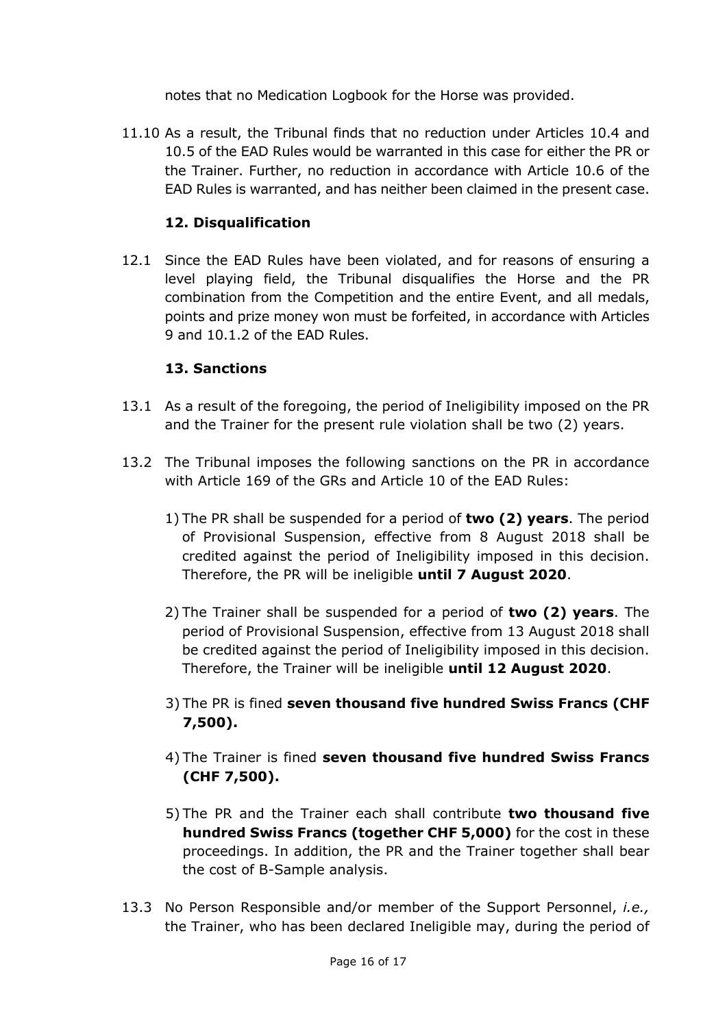notes that no Medication Logbook for the Horse was provided.

11.10 As a result, the Tribunal finds that no reduction under Articles 10.4 and 10.5 of the EAD Rules would be warranted in this case for either the PR or the Trainer. Further, no reduction in accordance with Article 10.6 of the EAD Rules is warranted, and has neither been claimed in the present case.

### 12. Disqualification

12.1 Since the EAD Rules have been violated, and for reasons of ensuring a level playing field, the Tribunal disqualifies the Horse and the PR combination from the Competition and the entire Event, and all medals, points and prize money won must be forfeited, in accordance with Articles 9 and 10.1.2 of the EAD Rules.

### 13. Sanctions

13.1 As a result of the foregoing, the period of Ineligibility imposed on the PR and the Trainer for the present rule violation shall be two (2) years.

13.2 The Tribunal imposes the following sanctions on the PR in accordance with Article 169 of the GRs and Article 10 of the EAD Rules:

1) The PR shall be suspended for a period of **two (2) years**. The period of Provisional Suspension, effective from 8 August 2018 shall be credited against the period of Ineligibility imposed in this decision. Therefore, the PR will be ineligible **until 7 August 2020**.

2) The Trainer shall be suspended for a period of **two (2) years**. The period of Provisional Suspension, effective from 13 August 2018 shall be credited against the period of Ineligibility imposed in this decision. Therefore, the Trainer will be ineligible **until 12 August 2020**.

3) The PR is fined **seven thousand five hundred Swiss Francs (CHF 7,500).**

4) The Trainer is fined **seven thousand five hundred Swiss Francs (CHF 7,500).**

5) The PR and the Trainer each shall contribute **two thousand five hundred Swiss Francs (together CHF 5,000)** for the cost in these proceedings. In addition, the PR and the Trainer together shall bear the cost of B-Sample analysis.

13.3 No Person Responsible and/or member of the Support Personnel, *i.e.,* the Trainer, who has been declared Ineligible may, during the period of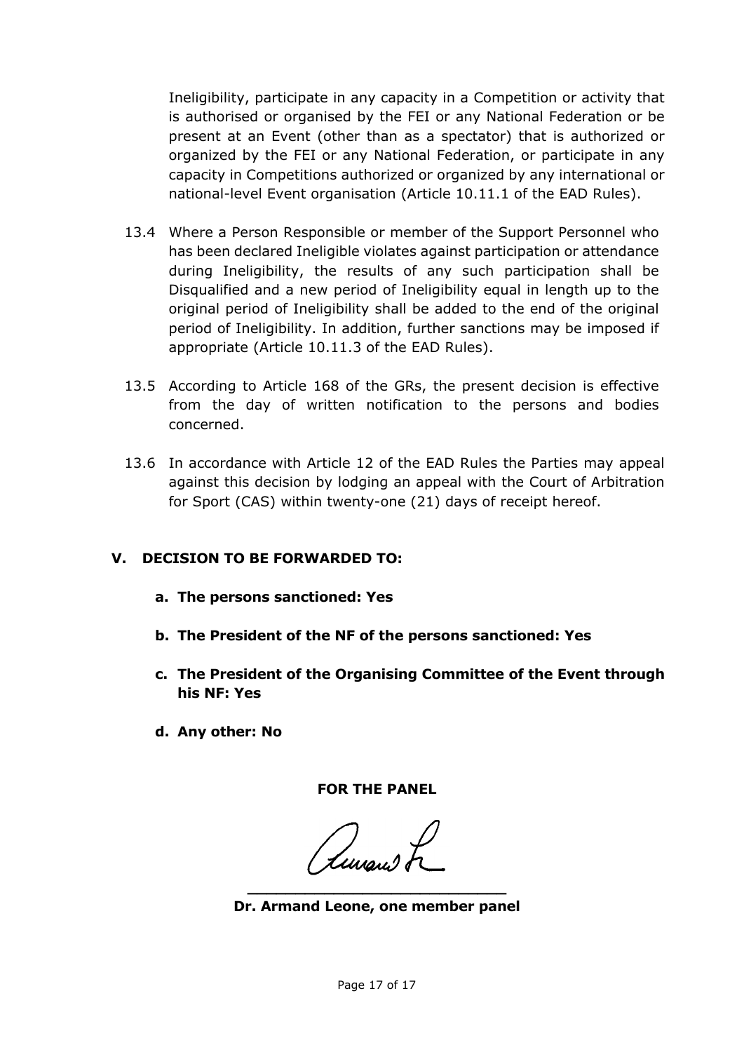Ineligibility, participate in any capacity in a Competition or activity that is authorised or organised by the FEI or any National Federation or be present at an Event (other than as a spectator) that is authorized or organized by the FEI or any National Federation, or participate in any capacity in Competitions authorized or organized by any international or national-level Event organisation (Article 10.11.1 of the EAD Rules).

13.4 Where a Person Responsible or member of the Support Personnel who has been declared Ineligible violates against participation or attendance during Ineligibility, the results of any such participation shall be Disqualified and a new period of Ineligibility equal in length up to the original period of Ineligibility shall be added to the end of the original period of Ineligibility. In addition, further sanctions may be imposed if appropriate (Article 10.11.3 of the EAD Rules).

13.5 According to Article 168 of the GRs, the present decision is effective from the day of written notification to the persons and bodies concerned.

13.6 In accordance with Article 12 of the EAD Rules the Parties may appeal against this decision by lodging an appeal with the Court of Arbitration for Sport (CAS) within twenty-one (21) days of receipt hereof.

## V. DECISION TO BE FORWARDED TO:

**a. The persons sanctioned: Yes**

**b. The President of the NF of the persons sanctioned: Yes**

**c. The President of the Organising Committee of the Event through his NF: Yes**

**d. Any other: No**

**FOR THE PANEL**

**Dr. Armand Leone, one member panel**